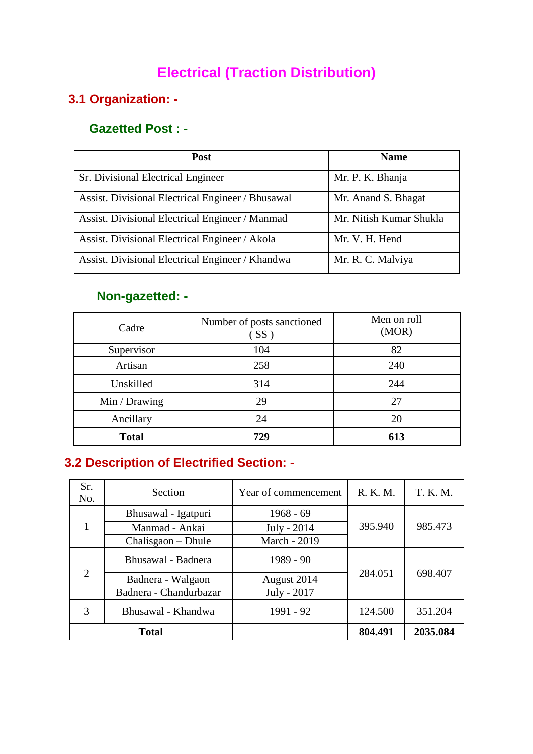# Electrical (Traction Distribution)

## 3.1 Organization: -

### Gazetted Post : -

| Post | Name |
|---|---|
| Sr. Divisional Electrical Engineer | Mr. P. K. Bhanja |
| Assist. Divisional Electrical Engineer / Bhusawal | Mr. Anand S. Bhagat |
| Assist. Divisional Electrical Engineer / Manmad | Mr. Nitish Kumar Shukla |
| Assist. Divisional Electrical Engineer / Akola | Mr. V. H. Hend |
| Assist. Divisional Electrical Engineer / Khandwa | Mr. R. C. Malviya |

### Non-gazetted: -

| Cadre | Number of posts sanctioned ( SS ) | Men on roll (MOR) |
|---|---|---|
| Supervisor | 104 | 82 |
| Artisan | 258 | 240 |
| Unskilled | 314 | 244 |
| Min / Drawing | 29 | 27 |
| Ancillary | 24 | 20 |
| **Total** | **729** | **613** |

## 3.2 Description of Electrified Section: -

| Sr. No. | Section | Year of commencement | R. K. M. | T. K. M. |
|---|---|---|---|---|
| 1 | Bhusawal - Igatpuri | 1968 - 69 | 395.940 | 985.473 |
| | Manmad - Ankai | July - 2014 | | |
| | Chalisgaon – Dhule | March - 2019 | | |
| 2 | Bhusawal - Badnera | 1989 - 90 | 284.051 | 698.407 |
| | Badnera - Walgaon | August 2014 | | |
| | Badnera - Chandurbazar | July - 2017 | | |
| 3 | Bhusawal - Khandwa | 1991 - 92 | 124.500 | 351.204 |
| **Total** | | | **804.491** | **2035.084** |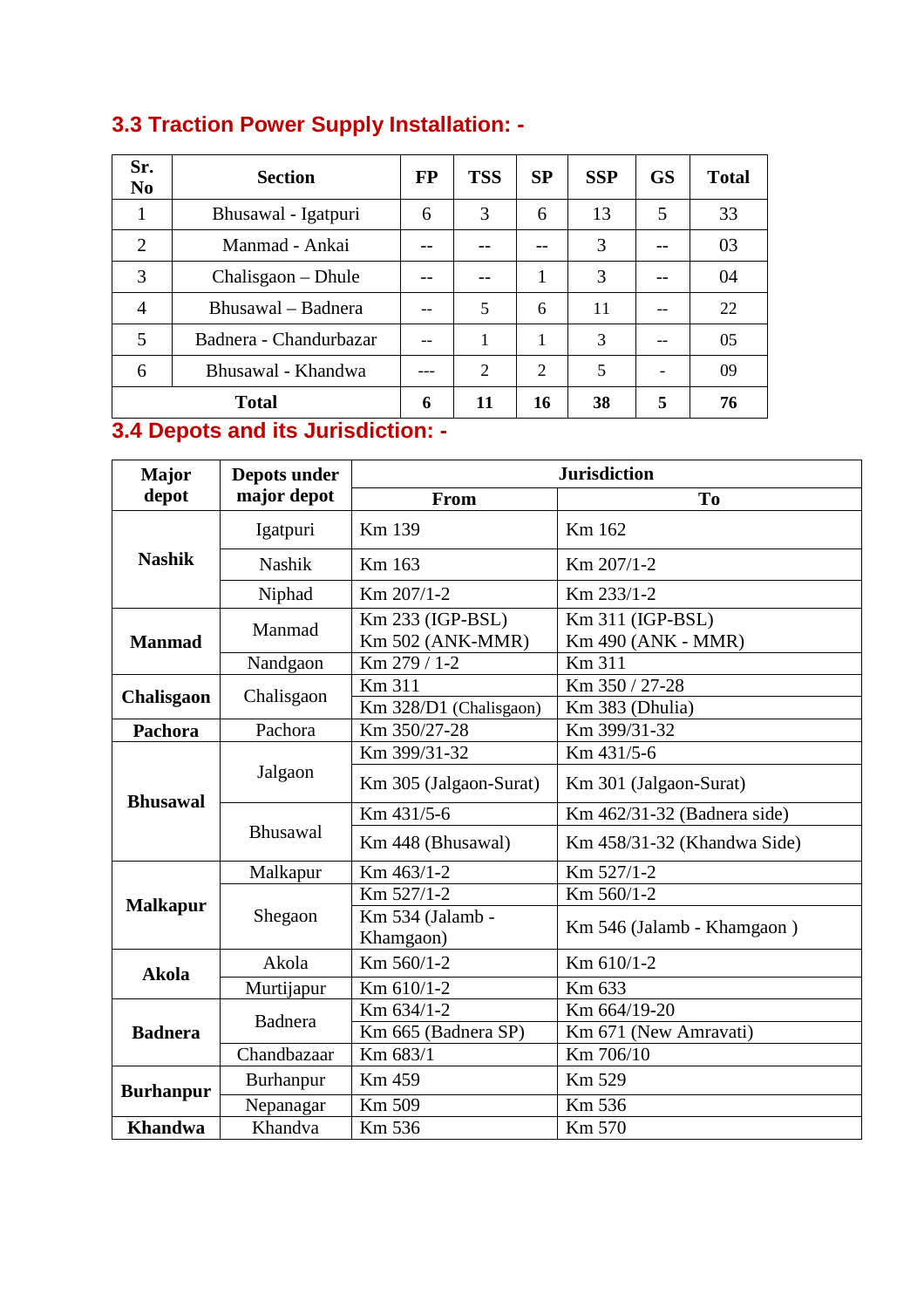### 3.3 Traction Power Supply Installation: -

| Sr. No | Section | FP | TSS | SP | SSP | GS | Total |
|---|---|---|---|---|---|---|---|
| 1 | Bhusawal - Igatpuri | 6 | 3 | 6 | 13 | 5 | 33 |
| 2 | Manmad - Ankai | -- | -- | -- | 3 | -- | 03 |
| 3 | Chalisgaon – Dhule | -- | -- | 1 | 3 | -- | 04 |
| 4 | Bhusawal – Badnera | -- | 5 | 6 | 11 | -- | 22 |
| 5 | Badnera - Chandurbazar | -- | 1 | 1 | 3 | -- | 05 |
| 6 | Bhusawal - Khandwa | --- | 2 | 2 | 5 | - | 09 |
| **Total** | | **6** | **11** | **16** | **38** | **5** | **76** |

### 3.4 Depots and its Jurisdiction: -

| Major depot | Depots under major depot | Jurisdiction | |
|---|---|---|---|
| | | **From** | **To** |
| **Nashik** | Igatpuri | Km 139 | Km 162 |
| | Nashik | Km 163 | Km 207/1-2 |
| | Niphad | Km 207/1-2 | Km 233/1-2 |
| **Manmad** | Manmad | Km 233 (IGP-BSL)<br>Km 502 (ANK-MMR) | Km 311 (IGP-BSL)<br>Km 490 (ANK - MMR) |
| | Nandgaon | Km 279 / 1-2 | Km 311 |
| **Chalisgaon** | Chalisgaon | Km 311 | Km 350 / 27-28 |
| | | Km 328/D1 (Chalisgaon) | Km 383 (Dhulia) |
| **Pachora** | Pachora | Km 350/27-28 | Km 399/31-32 |
| **Bhusawal** | Jalgaon | Km 399/31-32 | Km 431/5-6 |
| | | Km 305 (Jalgaon-Surat) | Km 301 (Jalgaon-Surat) |
| | Bhusawal | Km 431/5-6 | Km 462/31-32 (Badnera side) |
| | | Km 448 (Bhusawal) | Km 458/31-32 (Khandwa Side) |
| **Malkapur** | Malkapur | Km 463/1-2 | Km 527/1-2 |
| | Shegaon | Km 527/1-2 | Km 560/1-2 |
| | | Km 534 (Jalamb - Khamgaon) | Km 546 (Jalamb - Khamgaon ) |
| **Akola** | Akola | Km 560/1-2 | Km 610/1-2 |
| | Murtijapur | Km 610/1-2 | Km 633 |
| **Badnera** | Badnera | Km 634/1-2 | Km 664/19-20 |
| | | Km 665 (Badnera SP) | Km 671 (New Amravati) |
| | Chandbazaar | Km 683/1 | Km 706/10 |
| **Burhanpur** | Burhanpur | Km 459 | Km 529 |
| | Nepanagar | Km 509 | Km 536 |
| **Khandwa** | Khandva | Km 536 | Km 570 |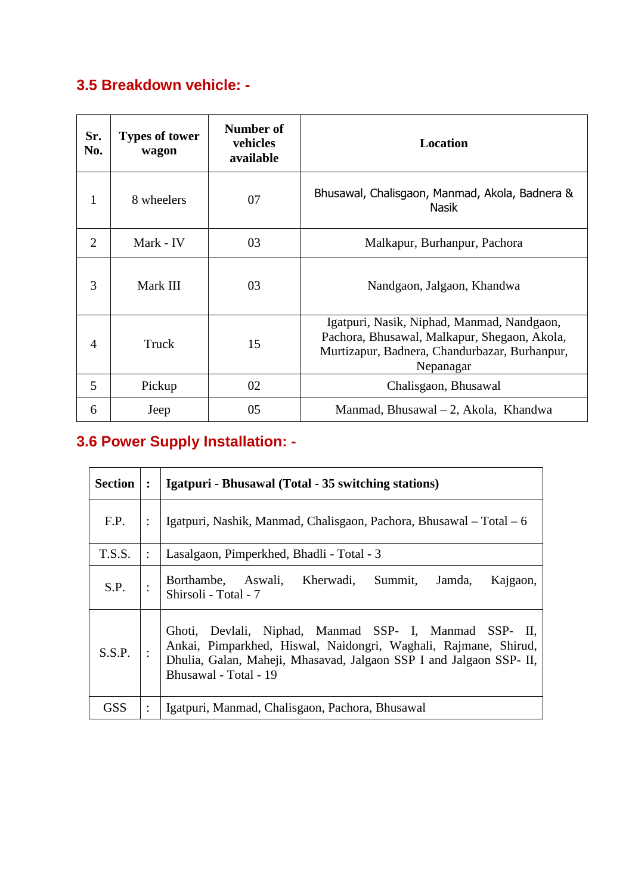## 3.5 Breakdown vehicle: -

| Sr. No. | Types of tower wagon | Number of vehicles available | Location |
|---|---|---|---|
| 1 | 8 wheelers | 07 | Bhusawal, Chalisgaon, Manmad, Akola, Badnera & Nasik |
| 2 | Mark - IV | 03 | Malkapur, Burhanpur, Pachora |
| 3 | Mark III | 03 | Nandgaon, Jalgaon, Khandwa |
| 4 | Truck | 15 | Igatpuri, Nasik, Niphad, Manmad, Nandgaon, Pachora, Bhusawal, Malkapur, Shegaon, Akola, Murtizapur, Badnera, Chandurbazar, Burhanpur, Nepanagar |
| 5 | Pickup | 02 | Chalisgaon, Bhusawal |
| 6 | Jeep | 05 | Manmad, Bhusawal – 2, Akola, Khandwa |

## 3.6 Power Supply Installation: -

| **Section** | **:** | **Igatpuri - Bhusawal (Total - 35 switching stations)** |
|---|---|---|
| F.P. | : | Igatpuri, Nashik, Manmad, Chalisgaon, Pachora, Bhusawal – Total – 6 |
| T.S.S. | : | Lasalgaon, Pimperkhed, Bhadli - Total - 3 |
| S.P. | : | Borthambe, Aswali, Kherwadi, Summit, Jamda, Kajgaon, Shirsoli - Total - 7 |
| S.S.P. | : | Ghoti, Devlali, Niphad, Manmad SSP- I, Manmad SSP- II, Ankai, Pimparkhed, Hiswal, Naidongri, Waghali, Rajmane, Shirud, Dhulia, Galan, Maheji, Mhasavad, Jalgaon SSP I and Jalgaon SSP- II, Bhusawal - Total - 19 |
| GSS | : | Igatpuri, Manmad, Chalisgaon, Pachora, Bhusawal |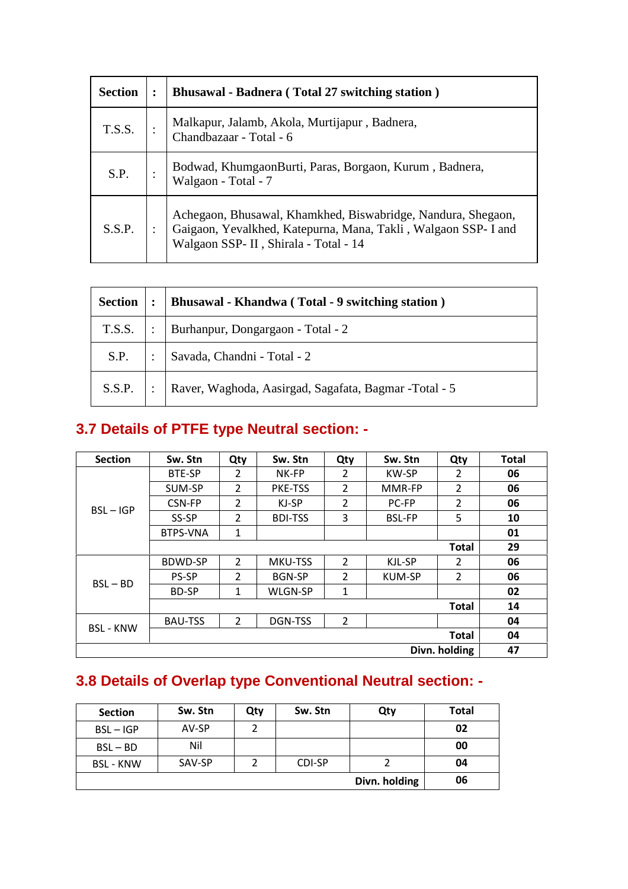| Section | : | Bhusawal - Badnera ( Total 27 switching station ) |
|---|---|---|
| T.S.S. | : | Malkapur, Jalamb, Akola, Murtijapur , Badnera, Chandbazaar - Total - 6 |
| S.P. | : | Bodwad, KhumgaonBurti, Paras, Borgaon, Kurum , Badnera, Walgaon - Total - 7 |
| S.S.P. | : | Achegaon, Bhusawal, Khamkhed, Biswabridge, Nandura, Shegaon, Gaigaon, Yevalkhed, Katepurna, Mana, Takli , Walgaon SSP- I and Walgaon SSP- II , Shirala - Total - 14 |

| Section | : | Bhusawal - Khandwa ( Total - 9 switching station ) |
|---|---|---|
| T.S.S. | : | Burhanpur, Dongargaon - Total - 2 |
| S.P. | : | Savada, Chandni - Total - 2 |
| S.S.P. | : | Raver, Waghoda, Aasirgad, Sagafata, Bagmar -Total - 5 |

## 3.7 Details of PTFE type Neutral section: -

| Section | Sw. Stn | Qty | Sw. Stn | Qty | Sw. Stn | Qty | Total |
|---|---|---|---|---|---|---|---|
| BSL – IGP | BTE-SP | 2 | NK-FP | 2 | KW-SP | 2 | 06 |
| | SUM-SP | 2 | PKE-TSS | 2 | MMR-FP | 2 | 06 |
| | CSN-FP | 2 | KJ-SP | 2 | PC-FP | 2 | 06 |
| | SS-SP | 2 | BDI-TSS | 3 | BSL-FP | 5 | 10 |
| | BTPS-VNA | 1 | | | | | 01 |
| | | | | | | Total | 29 |
| BSL – BD | BDWD-SP | 2 | MKU-TSS | 2 | KJL-SP | 2 | 06 |
| | PS-SP | 2 | BGN-SP | 2 | KUM-SP | 2 | 06 |
| | BD-SP | 1 | WLGN-SP | 1 | | | 02 |
| | | | | | | Total | 14 |
| BSL - KNW | BAU-TSS | 2 | DGN-TSS | 2 | | | 04 |
| | | | | | | Total | 04 |
| | | | | | | Divn. holding | 47 |

## 3.8 Details of Overlap type Conventional Neutral section: -

| Section | Sw. Stn | Qty | Sw. Stn | Qty | Total |
|---|---|---|---|---|---|
| BSL – IGP | AV-SP | 2 | | | 02 |
| BSL – BD | Nil | | | | 00 |
| BSL - KNW | SAV-SP | 2 | CDI-SP | 2 | 04 |
| | | | | Divn. holding | 06 |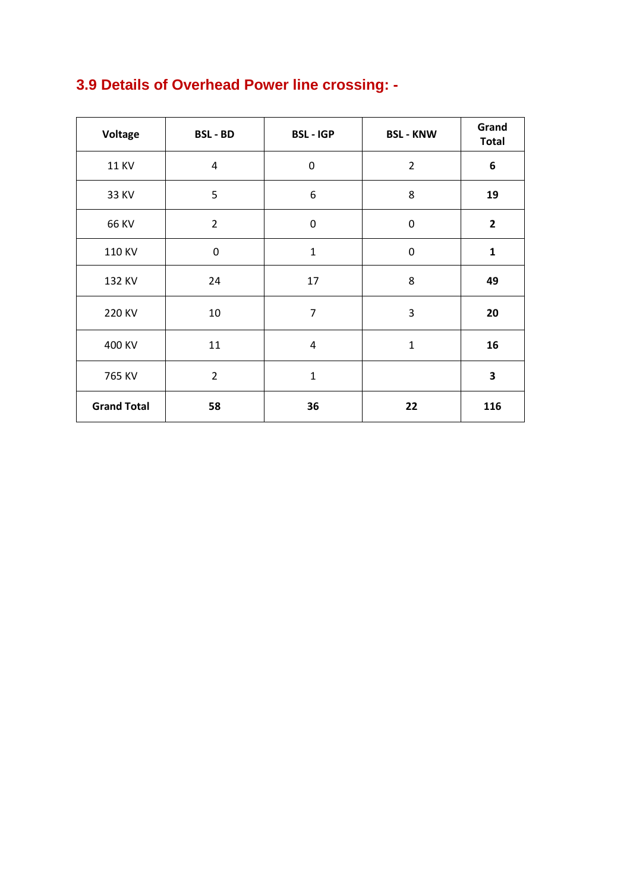## 3.9 Details of Overhead Power line crossing: -

| Voltage | BSL - BD | BSL - IGP | BSL - KNW | Grand Total |
|---|---|---|---|---|
| 11 KV | 4 | 0 | 2 | **6** |
| 33 KV | 5 | 6 | 8 | **19** |
| 66 KV | 2 | 0 | 0 | **2** |
| 110 KV | 0 | 1 | 0 | **1** |
| 132 KV | 24 | 17 | 8 | **49** |
| 220 KV | 10 | 7 | 3 | **20** |
| 400 KV | 11 | 4 | 1 | **16** |
| 765 KV | 2 | 1 | | **3** |
| **Grand Total** | **58** | **36** | **22** | **116** |